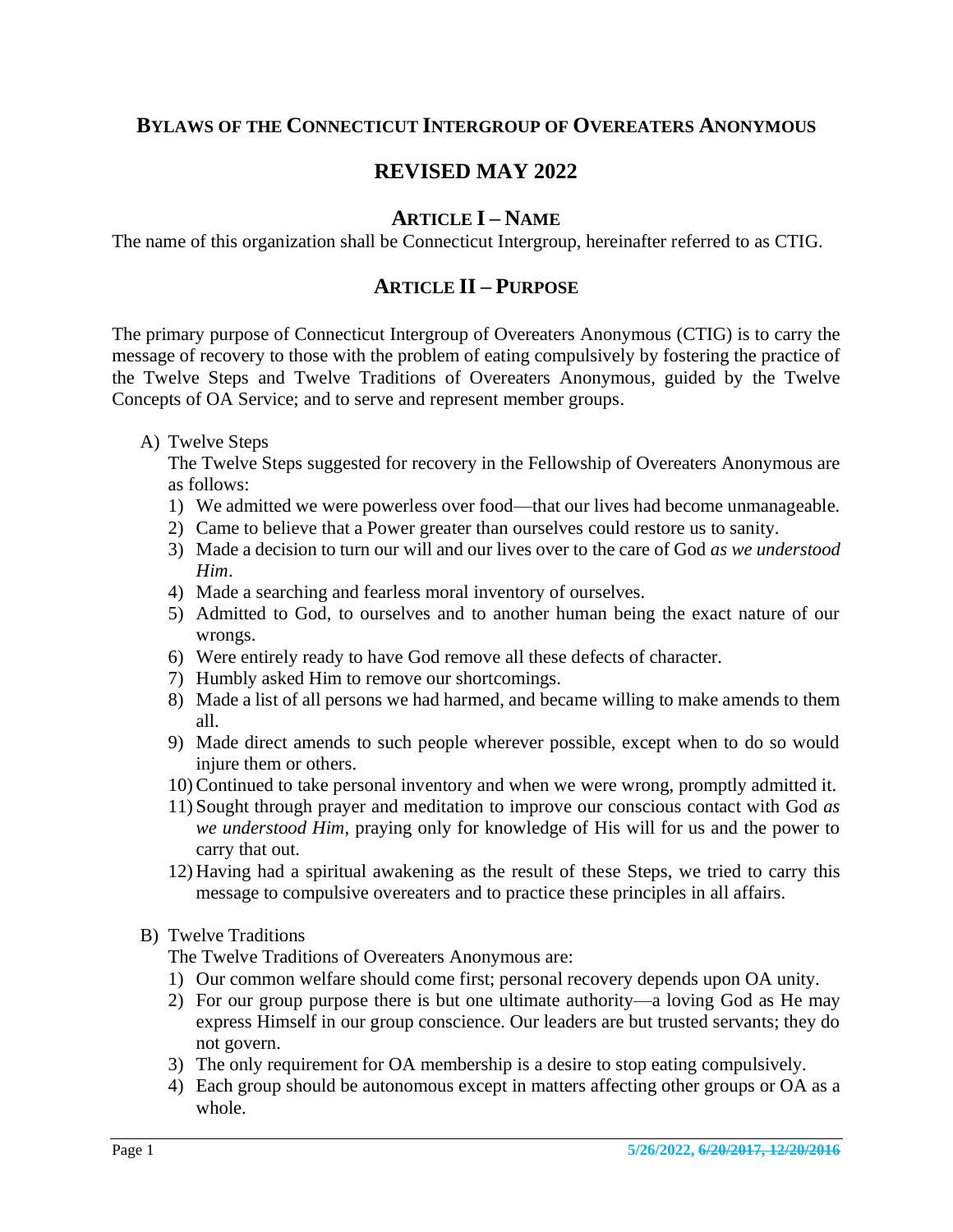# BYLAWS OF THE CONNECTICUT INTERGROUP OF OVEREATERS ANONYMOUS

# REVISED MAY 2022

## ARTICLE I – NAME

The name of this organization shall be Connecticut Intergroup, hereinafter referred to as CTIG.

## ARTICLE II – PURPOSE

The primary purpose of Connecticut Intergroup of Overeaters Anonymous (CTIG) is to carry the message of recovery to those with the problem of eating compulsively by fostering the practice of the Twelve Steps and Twelve Traditions of Overeaters Anonymous, guided by the Twelve Concepts of OA Service; and to serve and represent member groups.

A) Twelve Steps

   The Twelve Steps suggested for recovery in the Fellowship of Overeaters Anonymous are as follows:

   1) We admitted we were powerless over food—that our lives had become unmanageable.
   2) Came to believe that a Power greater than ourselves could restore us to sanity.
   3) Made a decision to turn our will and our lives over to the care of God *as we understood Him*.
   4) Made a searching and fearless moral inventory of ourselves.
   5) Admitted to God, to ourselves and to another human being the exact nature of our wrongs.
   6) Were entirely ready to have God remove all these defects of character.
   7) Humbly asked Him to remove our shortcomings.
   8) Made a list of all persons we had harmed, and became willing to make amends to them all.
   9) Made direct amends to such people wherever possible, except when to do so would injure them or others.
   10) Continued to take personal inventory and when we were wrong, promptly admitted it.
   11) Sought through prayer and meditation to improve our conscious contact with God *as we understood Him*, praying only for knowledge of His will for us and the power to carry that out.
   12) Having had a spiritual awakening as the result of these Steps, we tried to carry this message to compulsive overeaters and to practice these principles in all affairs.

B) Twelve Traditions

   The Twelve Traditions of Overeaters Anonymous are:

   1) Our common welfare should come first; personal recovery depends upon OA unity.
   2) For our group purpose there is but one ultimate authority—a loving God as He may express Himself in our group conscience. Our leaders are but trusted servants; they do not govern.
   3) The only requirement for OA membership is a desire to stop eating compulsively.
   4) Each group should be autonomous except in matters affecting other groups or OA as a whole.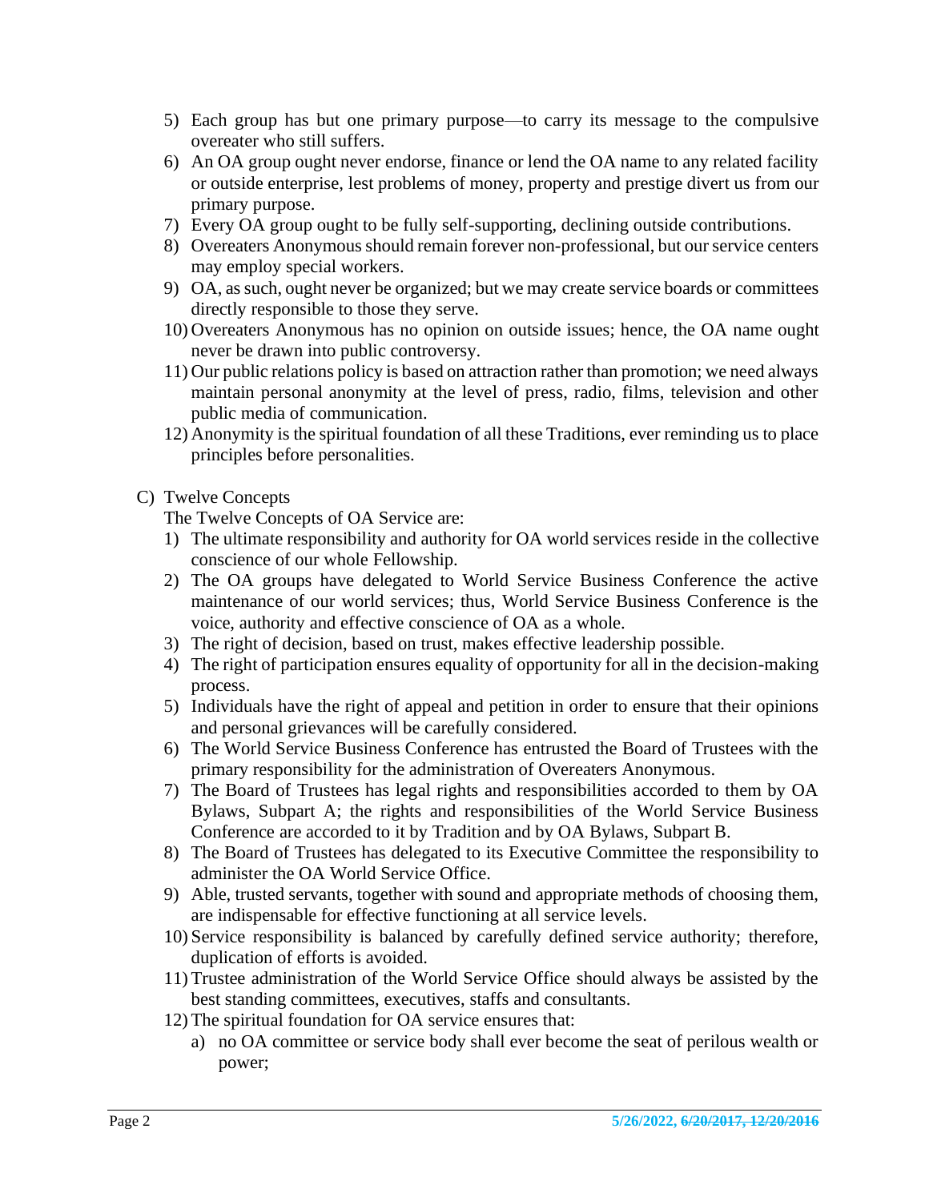5) Each group has but one primary purpose—to carry its message to the compulsive overeater who still suffers.
6) An OA group ought never endorse, finance or lend the OA name to any related facility or outside enterprise, lest problems of money, property and prestige divert us from our primary purpose.
7) Every OA group ought to be fully self-supporting, declining outside contributions.
8) Overeaters Anonymous should remain forever non-professional, but our service centers may employ special workers.
9) OA, as such, ought never be organized; but we may create service boards or committees directly responsible to those they serve.
10) Overeaters Anonymous has no opinion on outside issues; hence, the OA name ought never be drawn into public controversy.
11) Our public relations policy is based on attraction rather than promotion; we need always maintain personal anonymity at the level of press, radio, films, television and other public media of communication.
12) Anonymity is the spiritual foundation of all these Traditions, ever reminding us to place principles before personalities.

C) Twelve Concepts

The Twelve Concepts of OA Service are:

1) The ultimate responsibility and authority for OA world services reside in the collective conscience of our whole Fellowship.
2) The OA groups have delegated to World Service Business Conference the active maintenance of our world services; thus, World Service Business Conference is the voice, authority and effective conscience of OA as a whole.
3) The right of decision, based on trust, makes effective leadership possible.
4) The right of participation ensures equality of opportunity for all in the decision-making process.
5) Individuals have the right of appeal and petition in order to ensure that their opinions and personal grievances will be carefully considered.
6) The World Service Business Conference has entrusted the Board of Trustees with the primary responsibility for the administration of Overeaters Anonymous.
7) The Board of Trustees has legal rights and responsibilities accorded to them by OA Bylaws, Subpart A; the rights and responsibilities of the World Service Business Conference are accorded to it by Tradition and by OA Bylaws, Subpart B.
8) The Board of Trustees has delegated to its Executive Committee the responsibility to administer the OA World Service Office.
9) Able, trusted servants, together with sound and appropriate methods of choosing them, are indispensable for effective functioning at all service levels.
10) Service responsibility is balanced by carefully defined service authority; therefore, duplication of efforts is avoided.
11) Trustee administration of the World Service Office should always be assisted by the best standing committees, executives, staffs and consultants.
12) The spiritual foundation for OA service ensures that:
    a) no OA committee or service body shall ever become the seat of perilous wealth or power;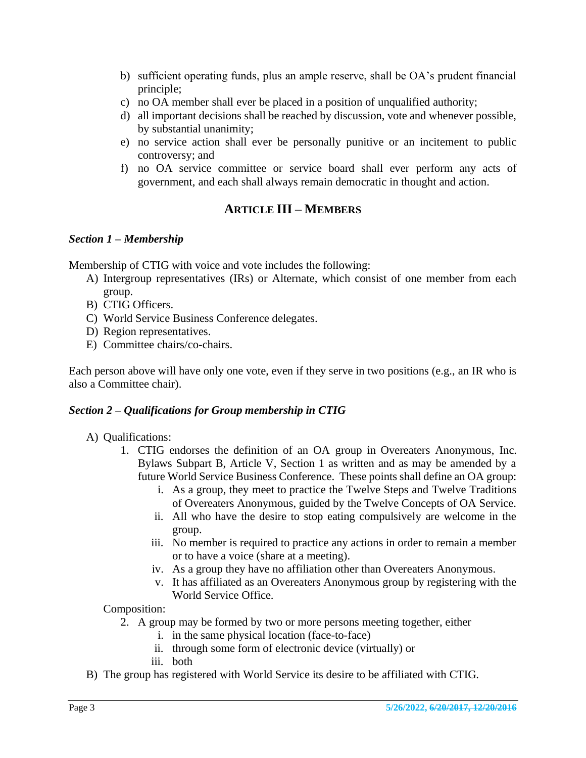b) sufficient operating funds, plus an ample reserve, shall be OA's prudent financial principle;
c) no OA member shall ever be placed in a position of unqualified authority;
d) all important decisions shall be reached by discussion, vote and whenever possible, by substantial unanimity;
e) no service action shall ever be personally punitive or an incitement to public controversy; and
f) no OA service committee or service board shall ever perform any acts of government, and each shall always remain democratic in thought and action.

## ARTICLE III – MEMBERS

### *Section 1 – Membership*

Membership of CTIG with voice and vote includes the following:

A) Intergroup representatives (IRs) or Alternate, which consist of one member from each group.
B) CTIG Officers.
C) World Service Business Conference delegates.
D) Region representatives.
E) Committee chairs/co-chairs.

Each person above will have only one vote, even if they serve in two positions (e.g., an IR who is also a Committee chair).

### *Section 2 – Qualifications for Group membership in CTIG*

A) Qualifications:
   1. CTIG endorses the definition of an OA group in Overeaters Anonymous, Inc. Bylaws Subpart B, Article V, Section 1 as written and as may be amended by a future World Service Business Conference. These points shall define an OA group:
      i. As a group, they meet to practice the Twelve Steps and Twelve Traditions of Overeaters Anonymous, guided by the Twelve Concepts of OA Service.
      ii. All who have the desire to stop eating compulsively are welcome in the group.
      iii. No member is required to practice any actions in order to remain a member or to have a voice (share at a meeting).
      iv. As a group they have no affiliation other than Overeaters Anonymous.
      v. It has affiliated as an Overeaters Anonymous group by registering with the World Service Office.

   Composition:
   2. A group may be formed by two or more persons meeting together, either
      i. in the same physical location (face-to-face)
      ii. through some form of electronic device (virtually) or
      iii. both

B) The group has registered with World Service its desire to be affiliated with CTIG.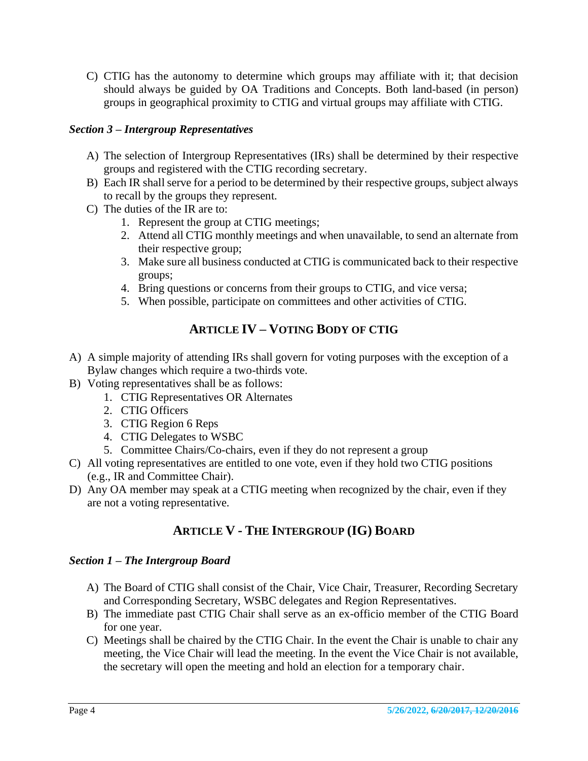C) CTIG has the autonomy to determine which groups may affiliate with it; that decision should always be guided by OA Traditions and Concepts. Both land-based (in person) groups in geographical proximity to CTIG and virtual groups may affiliate with CTIG.

### *Section 3 – Intergroup Representatives*

A) The selection of Intergroup Representatives (IRs) shall be determined by their respective groups and registered with the CTIG recording secretary.

B) Each IR shall serve for a period to be determined by their respective groups, subject always to recall by the groups they represent.

C) The duties of the IR are to:
   1. Represent the group at CTIG meetings;
   2. Attend all CTIG monthly meetings and when unavailable, to send an alternate from their respective group;
   3. Make sure all business conducted at CTIG is communicated back to their respective groups;
   4. Bring questions or concerns from their groups to CTIG, and vice versa;
   5. When possible, participate on committees and other activities of CTIG.

## ARTICLE IV – VOTING BODY OF CTIG

A) A simple majority of attending IRs shall govern for voting purposes with the exception of a Bylaw changes which require a two-thirds vote.

B) Voting representatives shall be as follows:
   1. CTIG Representatives OR Alternates
   2. CTIG Officers
   3. CTIG Region 6 Reps
   4. CTIG Delegates to WSBC
   5. Committee Chairs/Co-chairs, even if they do not represent a group

C) All voting representatives are entitled to one vote, even if they hold two CTIG positions (e.g., IR and Committee Chair).

D) Any OA member may speak at a CTIG meeting when recognized by the chair, even if they are not a voting representative.

## ARTICLE V - THE INTERGROUP (IG) BOARD

### *Section 1 – The Intergroup Board*

A) The Board of CTIG shall consist of the Chair, Vice Chair, Treasurer, Recording Secretary and Corresponding Secretary, WSBC delegates and Region Representatives.

B) The immediate past CTIG Chair shall serve as an ex-officio member of the CTIG Board for one year.

C) Meetings shall be chaired by the CTIG Chair. In the event the Chair is unable to chair any meeting, the Vice Chair will lead the meeting. In the event the Vice Chair is not available, the secretary will open the meeting and hold an election for a temporary chair.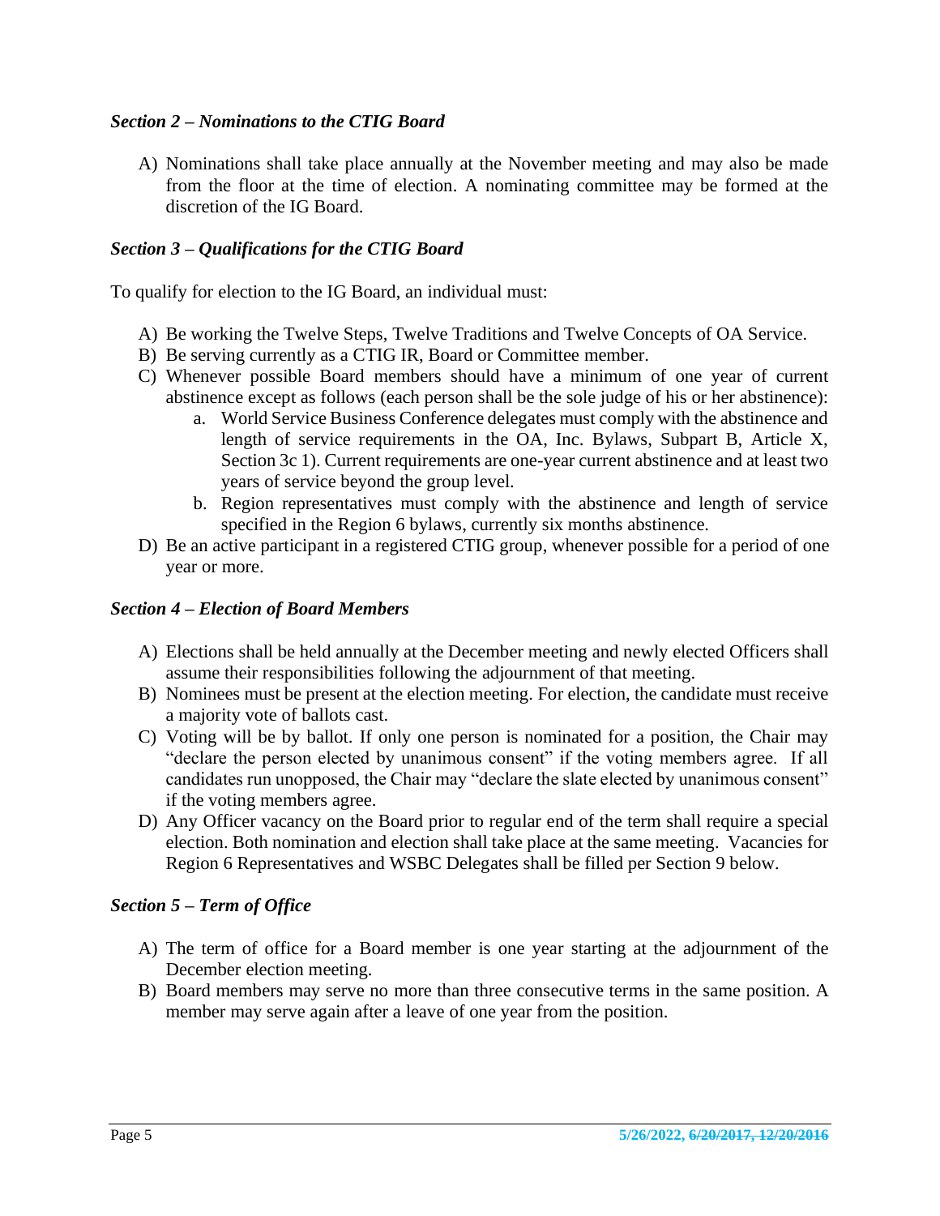### *Section 2 – Nominations to the CTIG Board*

A) Nominations shall take place annually at the November meeting and may also be made from the floor at the time of election. A nominating committee may be formed at the discretion of the IG Board.

### *Section 3 – Qualifications for the CTIG Board*

To qualify for election to the IG Board, an individual must:

A) Be working the Twelve Steps, Twelve Traditions and Twelve Concepts of OA Service.
B) Be serving currently as a CTIG IR, Board or Committee member.
C) Whenever possible Board members should have a minimum of one year of current abstinence except as follows (each person shall be the sole judge of his or her abstinence):
   a. World Service Business Conference delegates must comply with the abstinence and length of service requirements in the OA, Inc. Bylaws, Subpart B, Article X, Section 3c 1). Current requirements are one-year current abstinence and at least two years of service beyond the group level.
   b. Region representatives must comply with the abstinence and length of service specified in the Region 6 bylaws, currently six months abstinence.
D) Be an active participant in a registered CTIG group, whenever possible for a period of one year or more.

### *Section 4 – Election of Board Members*

A) Elections shall be held annually at the December meeting and newly elected Officers shall assume their responsibilities following the adjournment of that meeting.
B) Nominees must be present at the election meeting. For election, the candidate must receive a majority vote of ballots cast.
C) Voting will be by ballot. If only one person is nominated for a position, the Chair may "declare the person elected by unanimous consent" if the voting members agree. If all candidates run unopposed, the Chair may "declare the slate elected by unanimous consent" if the voting members agree.
D) Any Officer vacancy on the Board prior to regular end of the term shall require a special election. Both nomination and election shall take place at the same meeting. Vacancies for Region 6 Representatives and WSBC Delegates shall be filled per Section 9 below.

### *Section 5 – Term of Office*

A) The term of office for a Board member is one year starting at the adjournment of the December election meeting.
B) Board members may serve no more than three consecutive terms in the same position. A member may serve again after a leave of one year from the position.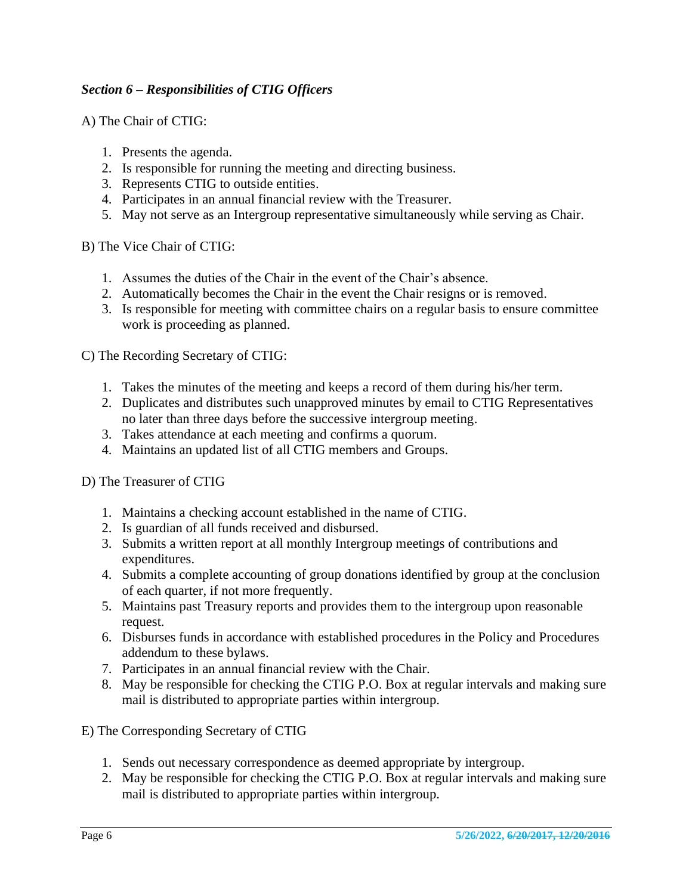### *Section 6 – Responsibilities of CTIG Officers*

A) The Chair of CTIG:

1. Presents the agenda.
2. Is responsible for running the meeting and directing business.
3. Represents CTIG to outside entities.
4. Participates in an annual financial review with the Treasurer.
5. May not serve as an Intergroup representative simultaneously while serving as Chair.

B) The Vice Chair of CTIG:

1. Assumes the duties of the Chair in the event of the Chair's absence.
2. Automatically becomes the Chair in the event the Chair resigns or is removed.
3. Is responsible for meeting with committee chairs on a regular basis to ensure committee work is proceeding as planned.

C) The Recording Secretary of CTIG:

1. Takes the minutes of the meeting and keeps a record of them during his/her term.
2. Duplicates and distributes such unapproved minutes by email to CTIG Representatives no later than three days before the successive intergroup meeting.
3. Takes attendance at each meeting and confirms a quorum.
4. Maintains an updated list of all CTIG members and Groups.

D) The Treasurer of CTIG

1. Maintains a checking account established in the name of CTIG.
2. Is guardian of all funds received and disbursed.
3. Submits a written report at all monthly Intergroup meetings of contributions and expenditures.
4. Submits a complete accounting of group donations identified by group at the conclusion of each quarter, if not more frequently.
5. Maintains past Treasury reports and provides them to the intergroup upon reasonable request.
6. Disburses funds in accordance with established procedures in the Policy and Procedures addendum to these bylaws.
7. Participates in an annual financial review with the Chair.
8. May be responsible for checking the CTIG P.O. Box at regular intervals and making sure mail is distributed to appropriate parties within intergroup.

E) The Corresponding Secretary of CTIG

1. Sends out necessary correspondence as deemed appropriate by intergroup.
2. May be responsible for checking the CTIG P.O. Box at regular intervals and making sure mail is distributed to appropriate parties within intergroup.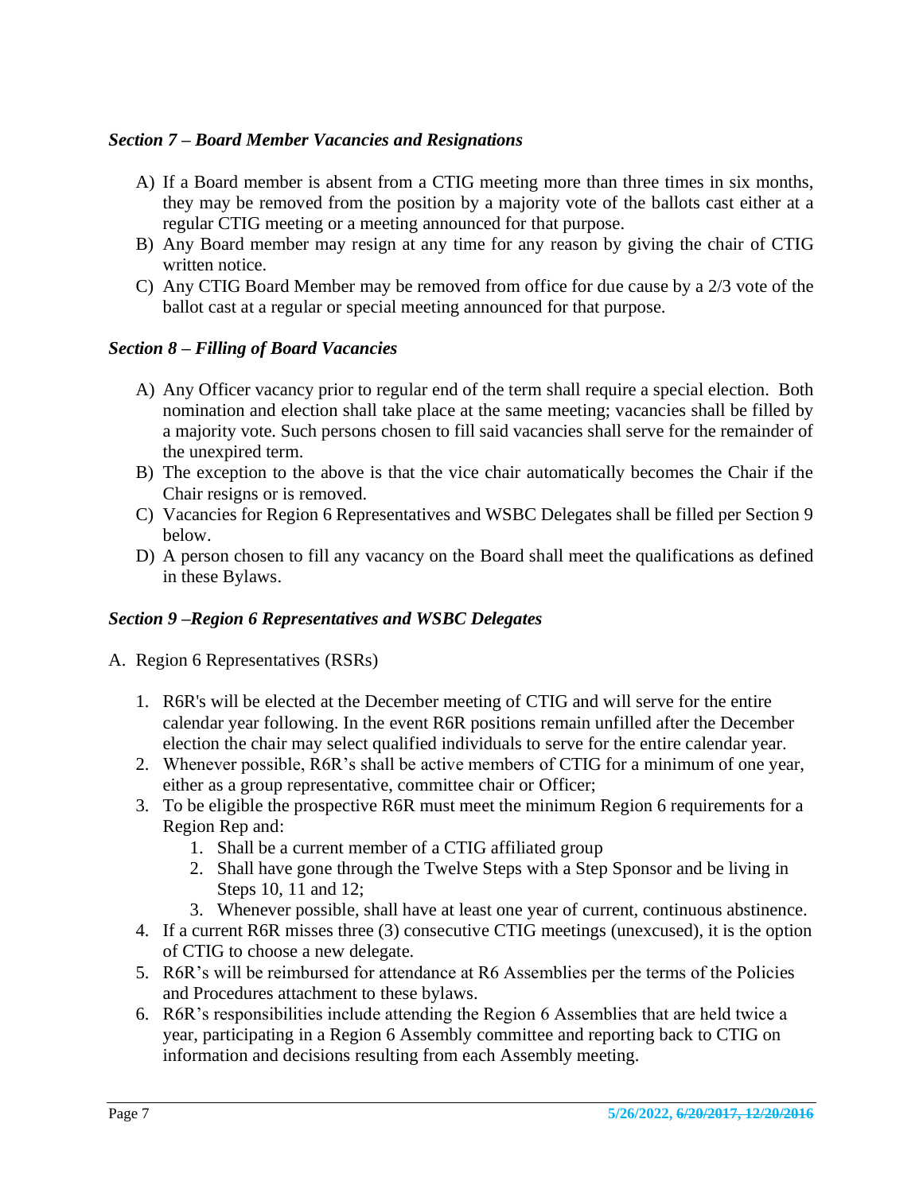### *Section 7 – Board Member Vacancies and Resignations*

A) If a Board member is absent from a CTIG meeting more than three times in six months, they may be removed from the position by a majority vote of the ballots cast either at a regular CTIG meeting or a meeting announced for that purpose.
B) Any Board member may resign at any time for any reason by giving the chair of CTIG written notice.
C) Any CTIG Board Member may be removed from office for due cause by a 2/3 vote of the ballot cast at a regular or special meeting announced for that purpose.

### *Section 8 – Filling of Board Vacancies*

A) Any Officer vacancy prior to regular end of the term shall require a special election. Both nomination and election shall take place at the same meeting; vacancies shall be filled by a majority vote. Such persons chosen to fill said vacancies shall serve for the remainder of the unexpired term.
B) The exception to the above is that the vice chair automatically becomes the Chair if the Chair resigns or is removed.
C) Vacancies for Region 6 Representatives and WSBC Delegates shall be filled per Section 9 below.
D) A person chosen to fill any vacancy on the Board shall meet the qualifications as defined in these Bylaws.

### *Section 9 –Region 6 Representatives and WSBC Delegates*

A. Region 6 Representatives (RSRs)

1. R6R's will be elected at the December meeting of CTIG and will serve for the entire calendar year following. In the event R6R positions remain unfilled after the December election the chair may select qualified individuals to serve for the entire calendar year.
2. Whenever possible, R6R's shall be active members of CTIG for a minimum of one year, either as a group representative, committee chair or Officer;
3. To be eligible the prospective R6R must meet the minimum Region 6 requirements for a Region Rep and:
   1. Shall be a current member of a CTIG affiliated group
   2. Shall have gone through the Twelve Steps with a Step Sponsor and be living in Steps 10, 11 and 12;
   3. Whenever possible, shall have at least one year of current, continuous abstinence.
4. If a current R6R misses three (3) consecutive CTIG meetings (unexcused), it is the option of CTIG to choose a new delegate.
5. R6R's will be reimbursed for attendance at R6 Assemblies per the terms of the Policies and Procedures attachment to these bylaws.
6. R6R's responsibilities include attending the Region 6 Assemblies that are held twice a year, participating in a Region 6 Assembly committee and reporting back to CTIG on information and decisions resulting from each Assembly meeting.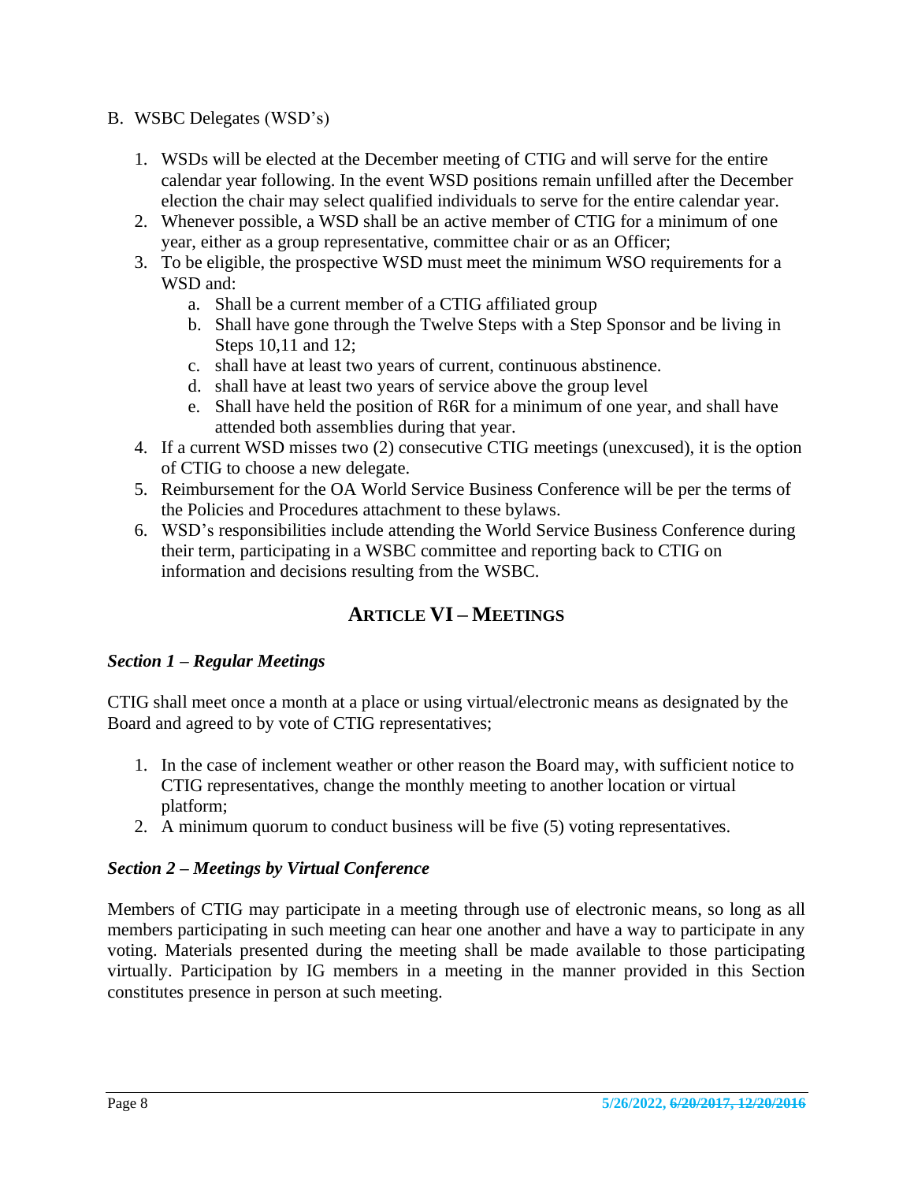B. WSBC Delegates (WSD's)

1. WSDs will be elected at the December meeting of CTIG and will serve for the entire calendar year following. In the event WSD positions remain unfilled after the December election the chair may select qualified individuals to serve for the entire calendar year.
2. Whenever possible, a WSD shall be an active member of CTIG for a minimum of one year, either as a group representative, committee chair or as an Officer;
3. To be eligible, the prospective WSD must meet the minimum WSO requirements for a WSD and:
   a. Shall be a current member of a CTIG affiliated group
   b. Shall have gone through the Twelve Steps with a Step Sponsor and be living in Steps 10,11 and 12;
   c. shall have at least two years of current, continuous abstinence.
   d. shall have at least two years of service above the group level
   e. Shall have held the position of R6R for a minimum of one year, and shall have attended both assemblies during that year.
4. If a current WSD misses two (2) consecutive CTIG meetings (unexcused), it is the option of CTIG to choose a new delegate.
5. Reimbursement for the OA World Service Business Conference will be per the terms of the Policies and Procedures attachment to these bylaws.
6. WSD's responsibilities include attending the World Service Business Conference during their term, participating in a WSBC committee and reporting back to CTIG on information and decisions resulting from the WSBC.

## ARTICLE VI – MEETINGS

### *Section 1 – Regular Meetings*

CTIG shall meet once a month at a place or using virtual/electronic means as designated by the Board and agreed to by vote of CTIG representatives;

1. In the case of inclement weather or other reason the Board may, with sufficient notice to CTIG representatives, change the monthly meeting to another location or virtual platform;
2. A minimum quorum to conduct business will be five (5) voting representatives.

### *Section 2 – Meetings by Virtual Conference*

Members of CTIG may participate in a meeting through use of electronic means, so long as all members participating in such meeting can hear one another and have a way to participate in any voting. Materials presented during the meeting shall be made available to those participating virtually. Participation by IG members in a meeting in the manner provided in this Section constitutes presence in person at such meeting.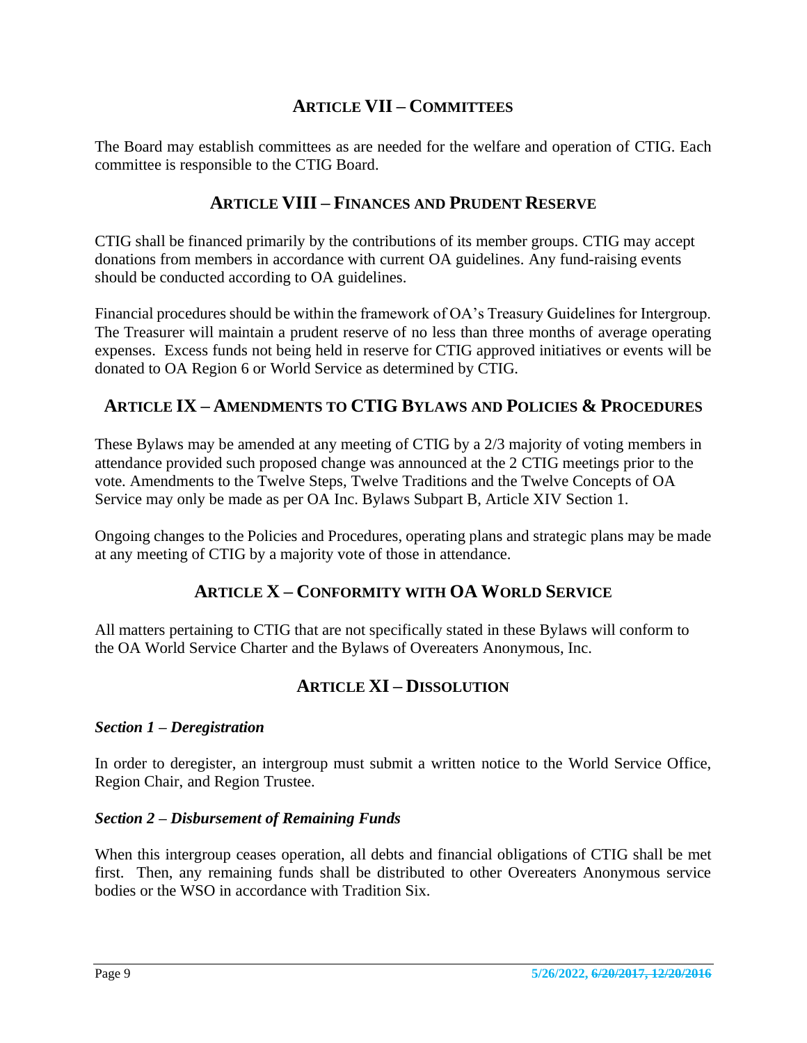## ARTICLE VII – COMMITTEES

The Board may establish committees as are needed for the welfare and operation of CTIG. Each committee is responsible to the CTIG Board.

## ARTICLE VIII – FINANCES AND PRUDENT RESERVE

CTIG shall be financed primarily by the contributions of its member groups. CTIG may accept donations from members in accordance with current OA guidelines. Any fund-raising events should be conducted according to OA guidelines.

Financial procedures should be within the framework of OA's Treasury Guidelines for Intergroup. The Treasurer will maintain a prudent reserve of no less than three months of average operating expenses. Excess funds not being held in reserve for CTIG approved initiatives or events will be donated to OA Region 6 or World Service as determined by CTIG.

## ARTICLE IX – AMENDMENTS TO CTIG BYLAWS AND POLICIES & PROCEDURES

These Bylaws may be amended at any meeting of CTIG by a 2/3 majority of voting members in attendance provided such proposed change was announced at the 2 CTIG meetings prior to the vote. Amendments to the Twelve Steps, Twelve Traditions and the Twelve Concepts of OA Service may only be made as per OA Inc. Bylaws Subpart B, Article XIV Section 1.

Ongoing changes to the Policies and Procedures, operating plans and strategic plans may be made at any meeting of CTIG by a majority vote of those in attendance.

## ARTICLE X – CONFORMITY WITH OA WORLD SERVICE

All matters pertaining to CTIG that are not specifically stated in these Bylaws will conform to the OA World Service Charter and the Bylaws of Overeaters Anonymous, Inc.

## ARTICLE XI – DISSOLUTION

### *Section 1 – Deregistration*

In order to deregister, an intergroup must submit a written notice to the World Service Office, Region Chair, and Region Trustee.

### *Section 2 – Disbursement of Remaining Funds*

When this intergroup ceases operation, all debts and financial obligations of CTIG shall be met first. Then, any remaining funds shall be distributed to other Overeaters Anonymous service bodies or the WSO in accordance with Tradition Six.